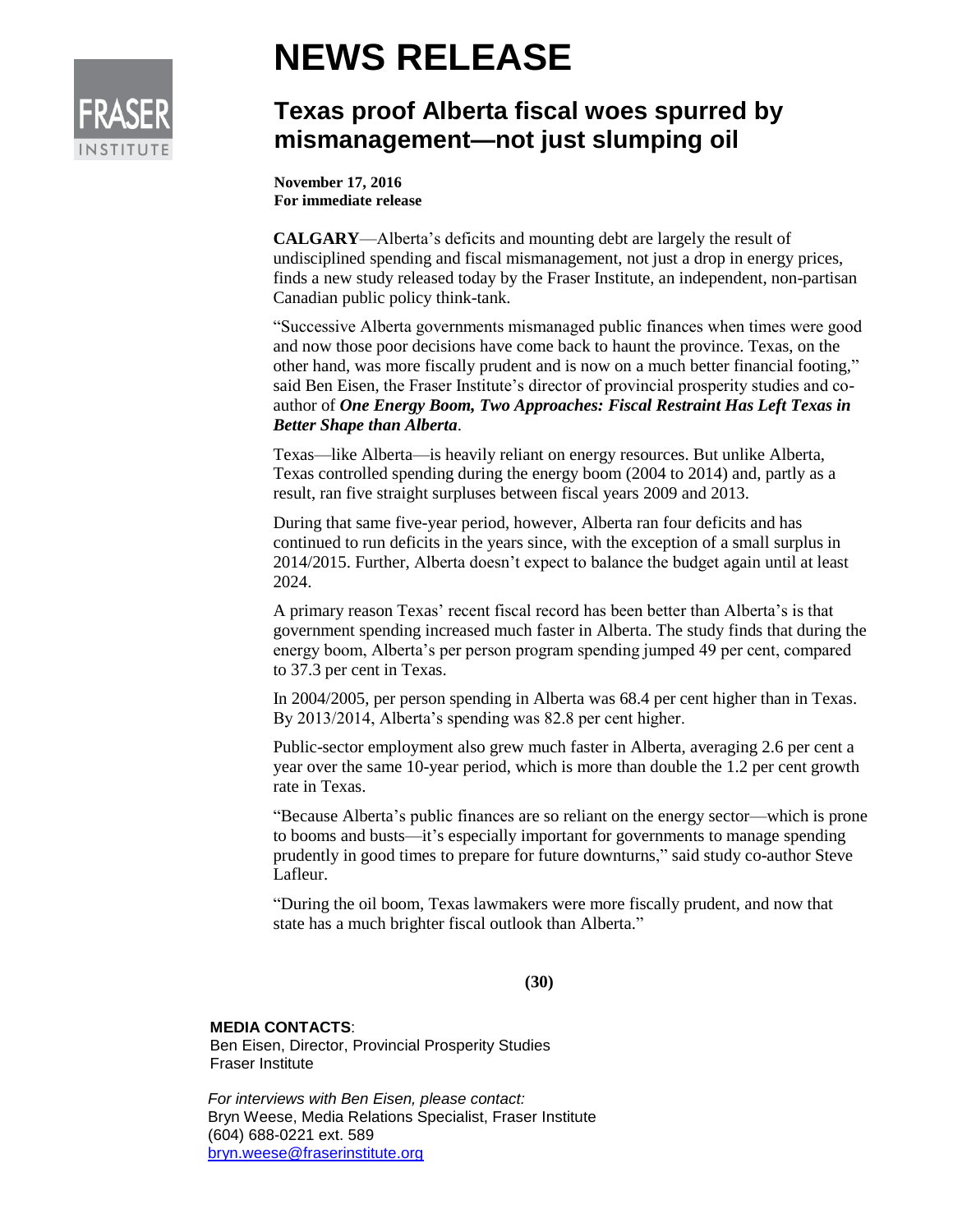# NEWS RELEASE

## Texas proof Alberta fiscal woes spurred by mismanagement—not just slumping oil

**November 17, 2016**
**For immediate release**

**CALGARY**—Alberta's deficits and mounting debt are largely the result of undisciplined spending and fiscal mismanagement, not just a drop in energy prices, finds a new study released today by the Fraser Institute, an independent, non-partisan Canadian public policy think-tank.

"Successive Alberta governments mismanaged public finances when times were good and now those poor decisions have come back to haunt the province. Texas, on the other hand, was more fiscally prudent and is now on a much better financial footing," said Ben Eisen, the Fraser Institute's director of provincial prosperity studies and co-author of ***One Energy Boom, Two Approaches: Fiscal Restraint Has Left Texas in Better Shape than Alberta***.

Texas—like Alberta—is heavily reliant on energy resources. But unlike Alberta, Texas controlled spending during the energy boom (2004 to 2014) and, partly as a result, ran five straight surpluses between fiscal years 2009 and 2013.

During that same five-year period, however, Alberta ran four deficits and has continued to run deficits in the years since, with the exception of a small surplus in 2014/2015. Further, Alberta doesn't expect to balance the budget again until at least 2024.

A primary reason Texas' recent fiscal record has been better than Alberta's is that government spending increased much faster in Alberta. The study finds that during the energy boom, Alberta's per person program spending jumped 49 per cent, compared to 37.3 per cent in Texas.

In 2004/2005, per person spending in Alberta was 68.4 per cent higher than in Texas. By 2013/2014, Alberta's spending was 82.8 per cent higher.

Public-sector employment also grew much faster in Alberta, averaging 2.6 per cent a year over the same 10-year period, which is more than double the 1.2 per cent growth rate in Texas.

"Because Alberta's public finances are so reliant on the energy sector—which is prone to booms and busts—it's especially important for governments to manage spending prudently in good times to prepare for future downturns," said study co-author Steve Lafleur.

"During the oil boom, Texas lawmakers were more fiscally prudent, and now that state has a much brighter fiscal outlook than Alberta."

**(30)**

**MEDIA CONTACTS**:
Ben Eisen, Director, Provincial Prosperity Studies
Fraser Institute

*For interviews with Ben Eisen, please contact:*
Bryn Weese, Media Relations Specialist, Fraser Institute
(604) 688-0221 ext. 589
bryn.weese@fraserinstitute.org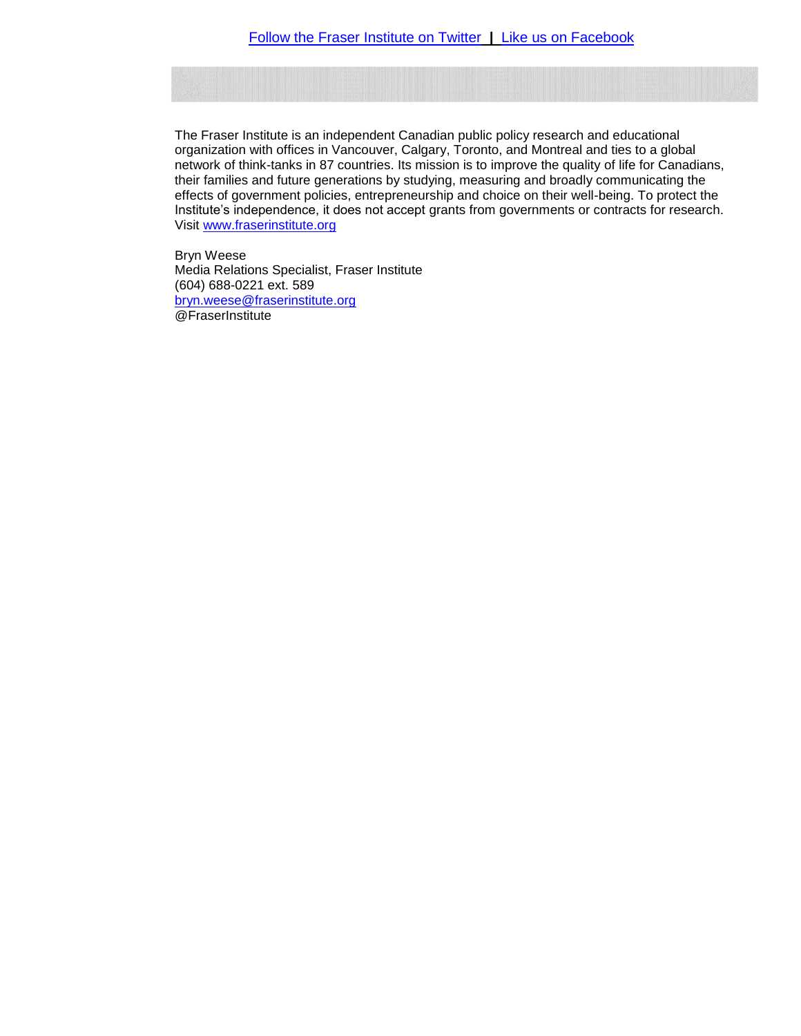Follow the Fraser Institute on Twitter | Like us on Facebook

The Fraser Institute is an independent Canadian public policy research and educational organization with offices in Vancouver, Calgary, Toronto, and Montreal and ties to a global network of think-tanks in 87 countries. Its mission is to improve the quality of life for Canadians, their families and future generations by studying, measuring and broadly communicating the effects of government policies, entrepreneurship and choice on their well-being. To protect the Institute's independence, it does not accept grants from governments or contracts for research. Visit www.fraserinstitute.org

Bryn Weese  
Media Relations Specialist, Fraser Institute  
(604) 688-0221 ext. 589  
bryn.weese@fraserinstitute.org  
@FraserInstitute